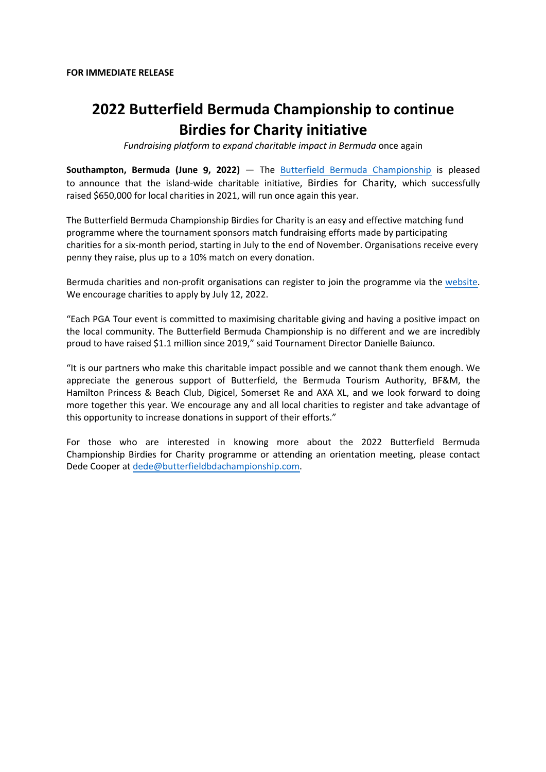**FOR IMMEDIATE RELEASE**

# 2022 Butterfield Bermuda Championship to continue Birdies for Charity initiative

*Fundraising platform to expand charitable impact in Bermuda* once again

**Southampton, Bermuda (June 9, 2022)** — The Butterfield Bermuda Championship is pleased to announce that the island-wide charitable initiative, Birdies for Charity, which successfully raised $650,000 for local charities in 2021, will run once again this year.

The Butterfield Bermuda Championship Birdies for Charity is an easy and effective matching fund programme where the tournament sponsors match fundraising efforts made by participating charities for a six-month period, starting in July to the end of November. Organisations receive every penny they raise, plus up to a 10% match on every donation.

Bermuda charities and non-profit organisations can register to join the programme via the website. We encourage charities to apply by July 12, 2022.

"Each PGA Tour event is committed to maximising charitable giving and having a positive impact on the local community. The Butterfield Bermuda Championship is no different and we are incredibly proud to have raised $1.1 million since 2019," said Tournament Director Danielle Baiunco.

"It is our partners who make this charitable impact possible and we cannot thank them enough. We appreciate the generous support of Butterfield, the Bermuda Tourism Authority, BF&M, the Hamilton Princess & Beach Club, Digicel, Somerset Re and AXA XL, and we look forward to doing more together this year. We encourage any and all local charities to register and take advantage of this opportunity to increase donations in support of their efforts."

For those who are interested in knowing more about the 2022 Butterfield Bermuda Championship Birdies for Charity programme or attending an orientation meeting, please contact Dede Cooper at dede@butterfieldbdachampionship.com.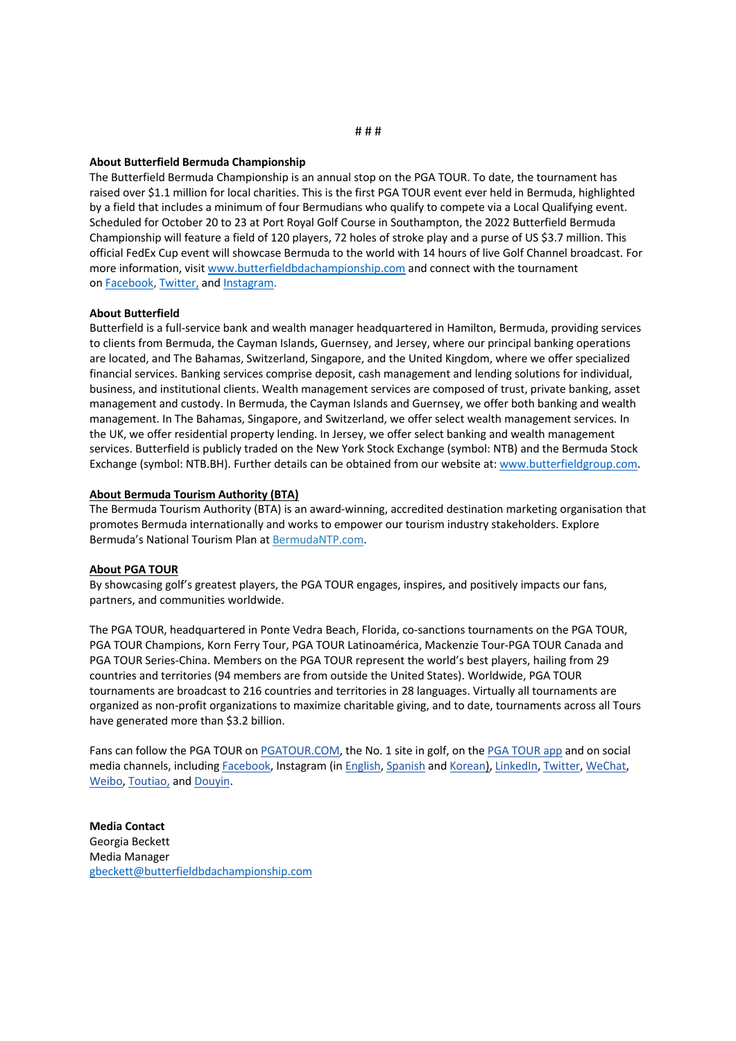# # #

**About Butterfield Bermuda Championship**
The Butterfield Bermuda Championship is an annual stop on the PGA TOUR. To date, the tournament has raised over $1.1 million for local charities. This is the first PGA TOUR event ever held in Bermuda, highlighted by a field that includes a minimum of four Bermudians who qualify to compete via a Local Qualifying event. Scheduled for October 20 to 23 at Port Royal Golf Course in Southampton, the 2022 Butterfield Bermuda Championship will feature a field of 120 players, 72 holes of stroke play and a purse of US $3.7 million. This official FedEx Cup event will showcase Bermuda to the world with 14 hours of live Golf Channel broadcast. For more information, visit www.butterfieldbdachampionship.com and connect with the tournament on Facebook, Twitter, and Instagram.

**About Butterfield**
Butterfield is a full-service bank and wealth manager headquartered in Hamilton, Bermuda, providing services to clients from Bermuda, the Cayman Islands, Guernsey, and Jersey, where our principal banking operations are located, and The Bahamas, Switzerland, Singapore, and the United Kingdom, where we offer specialized financial services. Banking services comprise deposit, cash management and lending solutions for individual, business, and institutional clients. Wealth management services are composed of trust, private banking, asset management and custody. In Bermuda, the Cayman Islands and Guernsey, we offer both banking and wealth management. In The Bahamas, Singapore, and Switzerland, we offer select wealth management services. In the UK, we offer residential property lending. In Jersey, we offer select banking and wealth management services. Butterfield is publicly traded on the New York Stock Exchange (symbol: NTB) and the Bermuda Stock Exchange (symbol: NTB.BH). Further details can be obtained from our website at: www.butterfieldgroup.com.

**About Bermuda Tourism Authority (BTA)**
The Bermuda Tourism Authority (BTA) is an award-winning, accredited destination marketing organisation that promotes Bermuda internationally and works to empower our tourism industry stakeholders. Explore Bermuda's National Tourism Plan at BermudaNTP.com.

**About PGA TOUR**
By showcasing golf's greatest players, the PGA TOUR engages, inspires, and positively impacts our fans, partners, and communities worldwide.

The PGA TOUR, headquartered in Ponte Vedra Beach, Florida, co-sanctions tournaments on the PGA TOUR, PGA TOUR Champions, Korn Ferry Tour, PGA TOUR Latinoamérica, Mackenzie Tour-PGA TOUR Canada and PGA TOUR Series-China. Members on the PGA TOUR represent the world's best players, hailing from 29 countries and territories (94 members are from outside the United States). Worldwide, PGA TOUR tournaments are broadcast to 216 countries and territories in 28 languages. Virtually all tournaments are organized as non-profit organizations to maximize charitable giving, and to date, tournaments across all Tours have generated more than $3.2 billion.

Fans can follow the PGA TOUR on PGATOUR.COM, the No. 1 site in golf, on the PGA TOUR app and on social media channels, including Facebook, Instagram (in English, Spanish and Korean), LinkedIn, Twitter, WeChat, Weibo, Toutiao, and Douyin.

**Media Contact**
Georgia Beckett
Media Manager
gbeckett@butterfieldbdachampionship.com